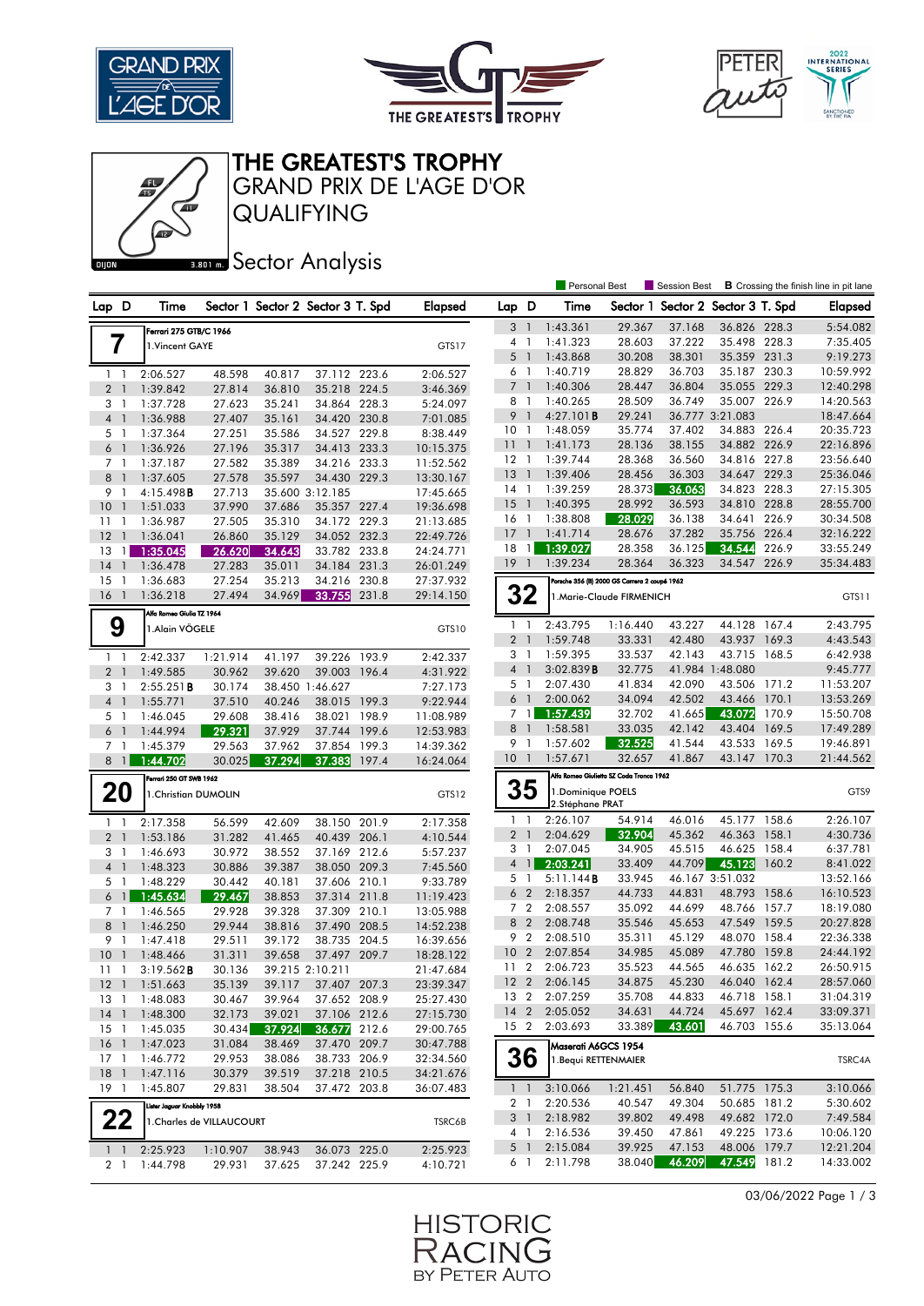# THE GREATEST'S TROPHY

## GRAND PRIX DE L'AGE D'OR

## QUALIFYING

### Sector Analysis

Personal Best | Session Best | **B** Crossing the finish line in pit lane

**7** — Ferrari 275 GTB/C 1966 — 1.Vincent GAYE — GTS17

| Lap | D | Time | Sector 1 | Sector 2 | Sector 3 | T. Spd | Elapsed |
|---|---|---|---|---|---|---|---|
| 1 | 1 | 2:06.527 | 48.598 | 40.817 | 37.112 | 223.6 | 2:06.527 |
| 2 | 1 | 1:39.842 | 27.814 | 36.810 | 35.218 | 224.5 | 3:46.369 |
| 3 | 1 | 1:37.728 | 27.623 | 35.241 | 34.864 | 228.3 | 5:24.097 |
| 4 | 1 | 1:36.988 | 27.407 | 35.161 | 34.420 | 230.8 | 7:01.085 |
| 5 | 1 | 1:37.364 | 27.251 | 35.586 | 34.527 | 229.8 | 8:38.449 |
| 6 | 1 | 1:36.926 | 27.196 | 35.317 | 34.413 | 233.3 | 10:15.375 |
| 7 | 1 | 1:37.187 | 27.582 | 35.389 | 34.216 | 233.3 | 11:52.562 |
| 8 | 1 | 1:37.605 | 27.578 | 35.597 | 34.430 | 229.3 | 13:30.167 |
| 9 | 1 | 4:15.498 **B** | 27.713 | 35.600 | 3:12.185 | | 17:45.665 |
| 10 | 1 | 1:51.033 | 37.990 | 37.686 | 35.357 | 227.4 | 19:36.698 |
| 11 | 1 | 1:36.987 | 27.505 | 35.310 | 34.172 | 229.3 | 21:13.685 |
| 12 | 1 | 1:36.041 | 26.860 | 35.129 | 34.052 | 232.3 | 22:49.726 |
| 13 | 1 | 1:35.045 | 26.620 | 34.643 | 33.782 | 233.8 | 24:24.771 |
| 14 | 1 | 1:36.478 | 27.283 | 35.011 | 34.184 | 231.3 | 26:01.249 |
| 15 | 1 | 1:36.683 | 27.254 | 35.213 | 34.216 | 230.8 | 27:37.932 |
| 16 | 1 | 1:36.218 | 27.494 | 34.969 | 33.755 | 231.8 | 29:14.150 |

**9** — Alfa Romeo Giulia TZ 1964 — 1.Alain VÖGELE — GTS10

| Lap | D | Time | Sector 1 | Sector 2 | Sector 3 | T. Spd | Elapsed |
|---|---|---|---|---|---|---|---|
| 1 | 1 | 2:42.337 | 1:21.914 | 41.197 | 39.226 | 193.9 | 2:42.337 |
| 2 | 1 | 1:49.585 | 30.962 | 39.620 | 39.003 | 196.4 | 4:31.922 |
| 3 | 1 | 2:55.251 **B** | 30.174 | 38.450 | 1:46.627 | | 7:27.173 |
| 4 | 1 | 1:55.771 | 37.510 | 40.246 | 38.015 | 199.3 | 9:22.944 |
| 5 | 1 | 1:46.045 | 29.608 | 38.416 | 38.021 | 198.9 | 11:08.989 |
| 6 | 1 | 1:44.994 | 29.321 | 37.929 | 37.744 | 199.6 | 12:53.983 |
| 7 | 1 | 1:45.379 | 29.563 | 37.962 | 37.854 | 199.3 | 14:39.362 |
| 8 | 1 | 1:44.702 | 30.025 | 37.294 | 37.383 | 197.4 | 16:24.064 |

**20** — Ferrari 250 GT SWB 1962 — 1.Christian DUMOLIN — GTS12

| Lap | D | Time | Sector 1 | Sector 2 | Sector 3 | T. Spd | Elapsed |
|---|---|---|---|---|---|---|---|
| 1 | 1 | 2:17.358 | 56.599 | 42.609 | 38.150 | 201.9 | 2:17.358 |
| 2 | 1 | 1:53.186 | 31.282 | 41.465 | 40.439 | 206.1 | 4:10.544 |
| 3 | 1 | 1:46.693 | 30.972 | 38.552 | 37.169 | 212.6 | 5:57.237 |
| 4 | 1 | 1:48.323 | 30.886 | 39.387 | 38.050 | 209.3 | 7:45.560 |
| 5 | 1 | 1:48.229 | 30.442 | 40.181 | 37.606 | 210.1 | 9:33.789 |
| 6 | 1 | 1:45.634 | 29.467 | 38.853 | 37.314 | 211.8 | 11:19.423 |
| 7 | 1 | 1:46.565 | 29.928 | 39.328 | 37.309 | 210.1 | 13:05.988 |
| 8 | 1 | 1:46.250 | 29.944 | 38.816 | 37.490 | 208.5 | 14:52.238 |
| 9 | 1 | 1:47.418 | 29.511 | 39.172 | 38.735 | 204.5 | 16:39.656 |
| 10 | 1 | 1:48.466 | 31.311 | 39.658 | 37.497 | 209.7 | 18:28.122 |
| 11 | 1 | 3:19.562 **B** | 30.136 | 39.215 | 2:10.211 | | 21:47.684 |
| 12 | 1 | 1:51.663 | 35.139 | 39.117 | 37.407 | 207.3 | 23:39.347 |
| 13 | 1 | 1:48.083 | 30.467 | 39.964 | 37.652 | 208.9 | 25:27.430 |
| 14 | 1 | 1:48.300 | 32.173 | 39.021 | 37.106 | 212.6 | 27:15.730 |
| 15 | 1 | 1:45.035 | 30.434 | 37.924 | 36.677 | 212.6 | 29:00.765 |
| 16 | 1 | 1:47.023 | 31.084 | 38.469 | 37.470 | 209.7 | 30:47.788 |
| 17 | 1 | 1:46.772 | 29.953 | 38.086 | 38.733 | 206.9 | 32:34.560 |
| 18 | 1 | 1:47.116 | 30.379 | 39.519 | 37.218 | 210.5 | 34:21.676 |
| 19 | 1 | 1:45.807 | 29.831 | 38.504 | 37.472 | 203.8 | 36:07.483 |

**22** — Lister Jaguar Knobbly 1958 — 1.Charles de VILLAUCOURT — TSRC6B

| Lap | D | Time | Sector 1 | Sector 2 | Sector 3 | T. Spd | Elapsed |
|---|---|---|---|---|---|---|---|
| 1 | 1 | 2:25.923 | 1:10.907 | 38.943 | 36.073 | 225.0 | 2:25.923 |
| 2 | 1 | 1:44.798 | 29.931 | 37.625 | 37.242 | 225.9 | 4:10.721 |
| 3 | 1 | 1:43.361 | 29.367 | 37.168 | 36.826 | 228.3 | 5:54.082 |
| 4 | 1 | 1:41.323 | 28.603 | 37.222 | 35.498 | 228.3 | 7:35.405 |
| 5 | 1 | 1:43.868 | 30.208 | 38.301 | 35.359 | 231.3 | 9:19.273 |
| 6 | 1 | 1:40.719 | 28.829 | 36.703 | 35.187 | 230.3 | 10:59.992 |
| 7 | 1 | 1:40.306 | 28.447 | 36.804 | 35.055 | 229.3 | 12:40.298 |
| 8 | 1 | 1:40.265 | 28.509 | 36.749 | 35.007 | 226.9 | 14:20.563 |
| 9 | 1 | 4:27.101 **B** | 29.241 | 36.777 | 3:21.083 | | 18:47.664 |
| 10 | 1 | 1:48.059 | 35.774 | 37.402 | 34.883 | 226.4 | 20:35.723 |
| 11 | 1 | 1:41.173 | 28.136 | 38.155 | 34.882 | 226.9 | 22:16.896 |
| 12 | 1 | 1:39.744 | 28.368 | 36.560 | 34.816 | 227.8 | 23:56.640 |
| 13 | 1 | 1:39.406 | 28.456 | 36.303 | 34.647 | 229.3 | 25:36.046 |
| 14 | 1 | 1:39.259 | 28.373 | 36.063 | 34.823 | 228.3 | 27:15.305 |
| 15 | 1 | 1:40.395 | 28.992 | 36.593 | 34.810 | 228.8 | 28:55.700 |
| 16 | 1 | 1:38.808 | 28.029 | 36.138 | 34.641 | 226.9 | 30:34.508 |
| 17 | 1 | 1:41.714 | 28.676 | 37.282 | 35.756 | 226.4 | 32:16.222 |
| 18 | 1 | 1:39.027 | 28.358 | 36.125 | 34.544 | 226.9 | 33:55.249 |
| 19 | 1 | 1:39.234 | 28.364 | 36.323 | 34.547 | 226.9 | 35:34.483 |

**32** — Porsche 356 (B) 2000 GS Carrera 2 coupé 1962 — 1.Marie-Claude FIRMENICH — GTS11

| Lap | D | Time | Sector 1 | Sector 2 | Sector 3 | T. Spd | Elapsed |
|---|---|---|---|---|---|---|---|
| 1 | 1 | 2:43.795 | 1:16.440 | 43.227 | 44.128 | 167.4 | 2:43.795 |
| 2 | 1 | 1:59.748 | 33.331 | 42.480 | 43.937 | 169.3 | 4:43.543 |
| 3 | 1 | 1:59.395 | 33.537 | 42.143 | 43.715 | 168.5 | 6:42.938 |
| 4 | 1 | 3:02.839 **B** | 32.775 | 41.984 | 1:48.080 | | 9:45.777 |
| 5 | 1 | 2:07.430 | 41.834 | 42.090 | 43.506 | 171.2 | 11:53.207 |
| 6 | 1 | 2:00.062 | 34.094 | 42.502 | 43.466 | 170.1 | 13:53.269 |
| 7 | 1 | 1:57.439 | 32.702 | 41.665 | 43.072 | 170.9 | 15:50.708 |
| 8 | 1 | 1:58.581 | 33.035 | 42.142 | 43.404 | 169.5 | 17:49.289 |
| 9 | 1 | 1:57.602 | 32.525 | 41.544 | 43.533 | 169.5 | 19:46.891 |
| 10 | 1 | 1:57.671 | 32.657 | 41.867 | 43.147 | 170.3 | 21:44.562 |

**35** — Alfa Romeo Giulietta SZ Coda Tronca 1962 — 1.Dominique POELS, 2.Stéphane PRAT — GTS9

| Lap | D | Time | Sector 1 | Sector 2 | Sector 3 | T. Spd | Elapsed |
|---|---|---|---|---|---|---|---|
| 1 | 1 | 2:26.107 | 54.914 | 46.016 | 45.177 | 158.6 | 2:26.107 |
| 2 | 1 | 2:04.629 | 32.904 | 45.362 | 46.363 | 158.1 | 4:30.736 |
| 3 | 1 | 2:07.045 | 34.905 | 45.515 | 46.625 | 158.4 | 6:37.781 |
| 4 | 1 | 2:03.241 | 33.409 | 44.709 | 45.123 | 160.2 | 8:41.022 |
| 5 | 1 | 5:11.144 **B** | 33.945 | 46.167 | 3:51.032 | | 13:52.166 |
| 6 | 2 | 2:18.357 | 44.733 | 44.831 | 48.793 | 158.6 | 16:10.523 |
| 7 | 2 | 2:08.557 | 35.092 | 44.699 | 48.766 | 157.7 | 18:19.080 |
| 8 | 2 | 2:08.748 | 35.546 | 45.653 | 47.549 | 159.5 | 20:27.828 |
| 9 | 2 | 2:08.510 | 35.311 | 45.129 | 48.070 | 158.4 | 22:36.338 |
| 10 | 2 | 2:07.854 | 34.985 | 45.089 | 47.780 | 159.8 | 24:44.192 |
| 11 | 2 | 2:06.723 | 35.523 | 44.565 | 46.635 | 162.2 | 26:50.915 |
| 12 | 2 | 2:06.145 | 34.875 | 45.230 | 46.040 | 162.4 | 28:57.060 |
| 13 | 2 | 2:07.259 | 35.708 | 44.833 | 46.718 | 158.1 | 31:04.319 |
| 14 | 2 | 2:05.052 | 34.631 | 44.724 | 45.697 | 162.4 | 33:09.371 |
| 15 | 2 | 2:03.693 | 33.389 | 43.601 | 46.703 | 155.6 | 35:13.064 |

**36** — Maserati A6GCS 1954 — 1.Bequi RETTENMAIER — TSRC4A

| Lap | D | Time | Sector 1 | Sector 2 | Sector 3 | T. Spd | Elapsed |
|---|---|---|---|---|---|---|---|
| 1 | 1 | 3:10.066 | 1:21.451 | 56.840 | 51.775 | 175.3 | 3:10.066 |
| 2 | 1 | 2:20.536 | 40.547 | 49.304 | 50.685 | 181.2 | 5:30.602 |
| 3 | 1 | 2:18.982 | 39.802 | 49.498 | 49.682 | 172.0 | 7:49.584 |
| 4 | 1 | 2:16.536 | 39.450 | 47.861 | 49.225 | 173.6 | 10:06.120 |
| 5 | 1 | 2:15.084 | 39.925 | 47.153 | 48.006 | 179.7 | 12:21.204 |
| 6 | 1 | 2:11.798 | 38.040 | 46.209 | 47.549 | 181.2 | 14:33.002 |

03/06/2022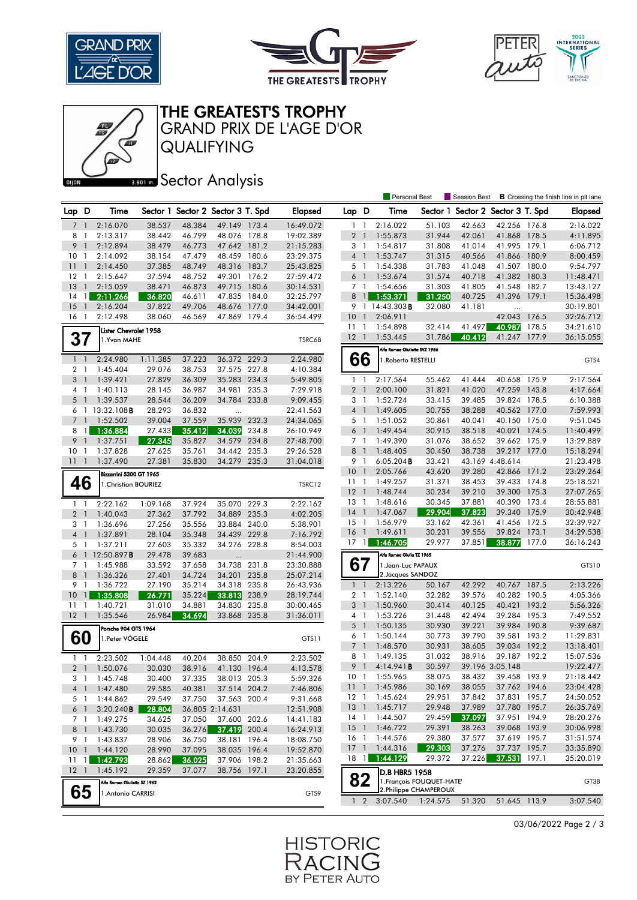# THE GREATEST'S TROPHY

## GRAND PRIX DE L'AGE D'OR

## QUALIFYING

### Sector Analysis

Personal Best | Session Best | **B** Crossing the finish line in pit lane

| Lap | D | Time | Sector 1 | Sector 2 | Sector 3 | T. Spd | Elapsed |
|---|---|---|---|---|---|---|---|
| 7 | 1 | 2:16.070 | 38.537 | 48.384 | 49.149 | 173.4 | 16:49.072 |
| 8 | 1 | 2:13.317 | 38.442 | 46.799 | 48.076 | 178.8 | 19:02.389 |
| 9 | 1 | 2:12.894 | 38.479 | 46.773 | 47.642 | 181.2 | 21:15.283 |
| 10 | 1 | 2:14.092 | 38.154 | 47.479 | 48.459 | 180.6 | 23:29.375 |
| 11 | 1 | 2:14.450 | 37.385 | 48.749 | 48.316 | 183.7 | 25:43.825 |
| 12 | 1 | 2:15.647 | 37.594 | 48.752 | 49.301 | 176.2 | 27:59.472 |
| 13 | 1 | 2:15.059 | 38.471 | 46.873 | 49.715 | 180.6 | 30:14.531 |
| 14 | 1 | 2:11.266 | 36.820 | 46.611 | 47.835 | 184.0 | 32:25.797 |
| 15 | 1 | 2:16.204 | 37.822 | 49.706 | 48.676 | 177.0 | 34:42.001 |
| 16 | 1 | 2:12.498 | 38.060 | 46.569 | 47.869 | 179.4 | 36:54.499 |

**37** — Lister Chevrolet 1958 — 1.Yvan MAHE — TSRC6B

| Lap | D | Time | Sector 1 | Sector 2 | Sector 3 | T. Spd | Elapsed |
|---|---|---|---|---|---|---|---|
| 1 | 1 | 2:24.980 | 1:11.385 | 37.223 | 36.372 | 229.3 | 2:24.980 |
| 2 | 1 | 1:45.404 | 29.076 | 38.753 | 37.575 | 227.8 | 4:10.384 |
| 3 | 1 | 1:39.421 | 27.829 | 36.309 | 35.283 | 234.3 | 5:49.805 |
| 4 | 1 | 1:40.113 | 28.145 | 36.987 | 34.981 | 235.3 | 7:29.918 |
| 5 | 1 | 1:39.537 | 28.544 | 36.209 | 34.784 | 233.8 | 9:09.455 |
| 6 | 1 | 13:32.108 **B** | 28.293 | 36.832 | ... | | 22:41.563 |
| 7 | 1 | 1:52.502 | 39.004 | 37.559 | 35.939 | 232.3 | 24:34.065 |
| 8 | 1 | 1:36.884 | 27.433 | 35.412 | 34.039 | 234.8 | 26:10.949 |
| 9 | 1 | 1:37.751 | 27.345 | 35.827 | 34.579 | 234.8 | 27:48.700 |
| 10 | 1 | 1:37.828 | 27.625 | 35.761 | 34.442 | 235.3 | 29:26.528 |
| 11 | 1 | 1:37.490 | 27.381 | 35.830 | 34.279 | 235.3 | 31:04.018 |

**46** — Bizzarrini 5300 GT 1965 — 1.Christian BOURIEZ — TSRC12

| Lap | D | Time | Sector 1 | Sector 2 | Sector 3 | T. Spd | Elapsed |
|---|---|---|---|---|---|---|---|
| 1 | 1 | 2:22.162 | 1:09.168 | 37.924 | 35.070 | 229.3 | 2:22.162 |
| 2 | 1 | 1:40.043 | 27.362 | 37.792 | 34.889 | 235.3 | 4:02.205 |
| 3 | 1 | 1:36.696 | 27.256 | 35.556 | 33.884 | 240.0 | 5:38.901 |
| 4 | 1 | 1:37.891 | 28.104 | 35.348 | 34.439 | 229.8 | 7:16.792 |
| 5 | 1 | 1:37.211 | 27.603 | 35.332 | 34.276 | 228.8 | 8:54.003 |
| 6 | 1 | 12:50.897 **B** | 29.478 | 39.683 | ... | | 21:44.900 |
| 7 | 1 | 1:45.988 | 33.592 | 37.658 | 34.738 | 231.8 | 23:30.888 |
| 8 | 1 | 1:36.326 | 27.401 | 34.724 | 34.201 | 235.8 | 25:07.214 |
| 9 | 1 | 1:36.722 | 27.190 | 35.214 | 34.318 | 235.8 | 26:43.936 |
| 10 | 1 | 1:35.808 | 26.771 | 35.224 | 33.813 | 238.9 | 28:19.744 |
| 11 | 1 | 1:40.721 | 31.010 | 34.881 | 34.830 | 235.8 | 30:00.465 |
| 12 | 1 | 1:35.546 | 26.984 | 34.694 | 33.868 | 235.8 | 31:36.011 |

**60** — Porsche 904 GTS 1964 — 1.Peter VÖGELE — GTS11

| Lap | D | Time | Sector 1 | Sector 2 | Sector 3 | T. Spd | Elapsed |
|---|---|---|---|---|---|---|---|
| 1 | 1 | 2:23.502 | 1:04.448 | 40.204 | 38.850 | 204.9 | 2:23.502 |
| 2 | 1 | 1:50.076 | 30.030 | 38.916 | 41.130 | 196.4 | 4:13.578 |
| 3 | 1 | 1:45.748 | 30.400 | 37.335 | 38.013 | 205.3 | 5:59.326 |
| 4 | 1 | 1:47.480 | 29.585 | 40.381 | 37.514 | 204.2 | 7:46.806 |
| 5 | 1 | 1:44.862 | 29.549 | 37.750 | 37.563 | 200.4 | 9:31.668 |
| 6 | 1 | 3:20.240 **B** | 28.804 | 36.805 | 2:14.631 | | 12:51.908 |
| 7 | 1 | 1:49.275 | 34.625 | 37.050 | 37.600 | 202.6 | 14:41.183 |
| 8 | 1 | 1:43.730 | 30.035 | 36.276 | 37.419 | 200.4 | 16:24.913 |
| 9 | 1 | 1:43.837 | 28.906 | 36.750 | 38.181 | 196.4 | 18:08.750 |
| 10 | 1 | 1:44.120 | 28.990 | 37.095 | 38.035 | 196.4 | 19:52.870 |
| 11 | 1 | 1:42.793 | 28.862 | 36.025 | 37.906 | 198.2 | 21:35.663 |
| 12 | 1 | 1:45.192 | 29.359 | 37.077 | 38.756 | 197.1 | 23:20.855 |

**65** — Alfa Romeo Giulietta SZ 1962 — 1.Antonio CARRISI — GTS9

| Lap | D | Time | Sector 1 | Sector 2 | Sector 3 | T. Spd | Elapsed |
|---|---|---|---|---|---|---|---|
| 1 | 1 | 2:16.022 | 51.103 | 42.663 | 42.256 | 176.8 | 2:16.022 |
| 2 | 1 | 1:55.873 | 31.944 | 42.061 | 41.868 | 178.5 | 4:11.895 |
| 3 | 1 | 1:54.817 | 31.808 | 41.014 | 41.995 | 179.1 | 6:06.712 |
| 4 | 1 | 1:53.747 | 31.315 | 40.566 | 41.866 | 180.9 | 8:00.459 |
| 5 | 1 | 1:54.338 | 31.783 | 41.048 | 41.507 | 180.0 | 9:54.797 |
| 6 | 1 | 1:53.674 | 31.574 | 40.718 | 41.382 | 180.3 | 11:48.471 |
| 7 | 1 | 1:54.656 | 31.303 | 41.805 | 41.548 | 182.7 | 13:43.127 |
| 8 | 1 | 1:53.371 | 31.250 | 40.725 | 41.396 | 179.1 | 15:36.498 |
| 9 | 1 | 14:43.303 **B** | 32.080 | 41.181 | ... | | 30:19.801 |
| 10 | 1 | 2:06.911 | | | 42.043 | 176.5 | 32:26.712 |
| 11 | 1 | 1:54.898 | 32.414 | 41.497 | 40.987 | 178.5 | 34:21.610 |
| 12 | 1 | 1:53.445 | 31.786 | 40.412 | 41.247 | 177.9 | 36:15.055 |

**66** — Alfa Romeo Giulietta SVZ 1956 — 1.Roberto RESTELLI — GTS4

| Lap | D | Time | Sector 1 | Sector 2 | Sector 3 | T. Spd | Elapsed |
|---|---|---|---|---|---|---|---|
| 1 | 1 | 2:17.564 | 55.462 | 41.444 | 40.658 | 175.9 | 2:17.564 |
| 2 | 1 | 2:00.100 | 31.821 | 41.020 | 47.259 | 143.8 | 4:17.664 |
| 3 | 1 | 1:52.724 | 33.415 | 39.485 | 39.824 | 178.5 | 6:10.388 |
| 4 | 1 | 1:49.605 | 30.755 | 38.288 | 40.562 | 177.0 | 7:59.993 |
| 5 | 1 | 1:51.052 | 30.861 | 40.041 | 40.150 | 175.0 | 9:51.045 |
| 6 | 1 | 1:49.454 | 30.915 | 38.518 | 40.021 | 174.5 | 11:40.499 |
| 7 | 1 | 1:49.390 | 31.076 | 38.652 | 39.662 | 175.9 | 13:29.889 |
| 8 | 1 | 1:48.405 | 30.450 | 38.738 | 39.217 | 177.0 | 15:18.294 |
| 9 | 1 | 6:05.204 **B** | 33.421 | 43.169 | 4:48.614 | | 21:23.498 |
| 10 | 1 | 2:05.766 | 43.620 | 39.280 | 42.866 | 171.2 | 23:29.264 |
| 11 | 1 | 1:49.257 | 31.371 | 38.453 | 39.433 | 174.8 | 25:18.521 |
| 12 | 1 | 1:48.744 | 30.234 | 39.210 | 39.300 | 175.3 | 27:07.265 |
| 13 | 1 | 1:48.616 | 30.345 | 37.881 | 40.390 | 173.4 | 28:55.881 |
| 14 | 1 | 1:47.067 | 29.904 | 37.823 | 39.340 | 175.9 | 30:42.948 |
| 15 | 1 | 1:56.979 | 33.162 | 42.361 | 41.456 | 172.5 | 32:39.927 |
| 16 | 1 | 1:49.611 | 30.231 | 39.556 | 39.824 | 173.1 | 34:29.538 |
| 17 | 1 | 1:46.705 | 29.977 | 37.851 | 38.877 | 177.0 | 36:16.243 |

**67** — Alfa Romeo Giulia TZ 1965 — 1.Jean-Luc PAPAUX, 2.Jacques SANDOZ — GTS10

| Lap | D | Time | Sector 1 | Sector 2 | Sector 3 | T. Spd | Elapsed |
|---|---|---|---|---|---|---|---|
| 1 | 1 | 2:13.226 | 50.167 | 42.292 | 40.767 | 187.5 | 2:13.226 |
| 2 | 1 | 1:52.140 | 32.282 | 39.576 | 40.282 | 190.5 | 4:05.366 |
| 3 | 1 | 1:50.960 | 30.414 | 40.125 | 40.421 | 193.2 | 5:56.326 |
| 4 | 1 | 1:53.226 | 31.448 | 42.494 | 39.284 | 195.3 | 7:49.552 |
| 5 | 1 | 1:50.135 | 30.930 | 39.221 | 39.984 | 190.8 | 9:39.687 |
| 6 | 1 | 1:50.144 | 30.773 | 39.790 | 39.581 | 193.2 | 11:29.831 |
| 7 | 1 | 1:48.570 | 30.931 | 38.605 | 39.034 | 192.2 | 13:18.401 |
| 8 | 1 | 1:49.135 | 31.032 | 38.916 | 39.187 | 192.2 | 15:07.536 |
| 9 | 1 | 4:14.941 **B** | 30.597 | 39.196 | 3:05.148 | | 19:22.477 |
| 10 | 1 | 1:55.965 | 38.075 | 38.432 | 39.458 | 193.9 | 21:18.442 |
| 11 | 1 | 1:45.986 | 30.169 | 38.055 | 37.762 | 194.6 | 23:04.428 |
| 12 | 1 | 1:45.624 | 29.951 | 37.842 | 37.831 | 195.7 | 24:50.052 |
| 13 | 1 | 1:45.717 | 29.948 | 37.989 | 37.780 | 195.7 | 26:35.769 |
| 14 | 1 | 1:44.507 | 29.459 | 37.097 | 37.951 | 194.9 | 28:20.276 |
| 15 | 1 | 1:46.722 | 29.391 | 38.263 | 39.068 | 193.9 | 30:06.998 |
| 16 | 1 | 1:44.576 | 29.380 | 37.577 | 37.619 | 195.7 | 31:51.574 |
| 17 | 1 | 1:44.316 | 29.303 | 37.276 | 37.737 | 195.7 | 33:35.890 |
| 18 | 1 | 1:44.129 | 29.372 | 37.226 | 37.531 | 197.1 | 35:20.019 |

**82** — D.B HBR5 1958 — 1.François FOUQUET-HATE', 2.Philippe CHAMPEROUX — GT3B

| Lap | D | Time | Sector 1 | Sector 2 | Sector 3 | T. Spd | Elapsed |
|---|---|---|---|---|---|---|---|
| 1 | 2 | 3:07.540 | 1:24.575 | 51.320 | 51.645 | 113.9 | 3:07.540 |

03/06/2022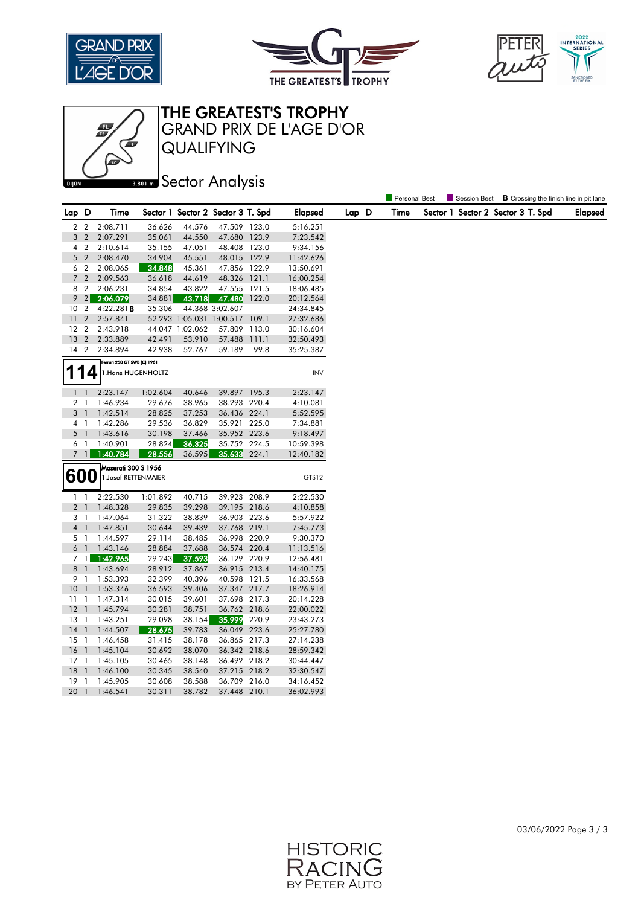# THE GREATEST'S TROPHY

## GRAND PRIX DE L'AGE D'OR

## QUALIFYING

### Sector Analysis

Personal Best | Session Best | **B** Crossing the finish line in pit lane

| Lap | D | Time | Sector 1 | Sector 2 | Sector 3 | T. Spd | Elapsed |
|---|---|---|---|---|---|---|---|
| 2 | 2 | 2:08.711 | 36.626 | 44.576 | 47.509 | 123.0 | 5:16.251 |
| 3 | 2 | 2:07.291 | 35.061 | 44.550 | 47.680 | 123.9 | 7:23.542 |
| 4 | 2 | 2:10.614 | 35.155 | 47.051 | 48.408 | 123.0 | 9:34.156 |
| 5 | 2 | 2:08.470 | 34.904 | 45.551 | 48.015 | 122.9 | 11:42.626 |
| 6 | 2 | 2:08.065 | 34.848 | 45.361 | 47.856 | 122.9 | 13:50.691 |
| 7 | 2 | 2:09.563 | 36.618 | 44.619 | 48.326 | 121.1 | 16:00.254 |
| 8 | 2 | 2:06.231 | 34.854 | 43.822 | 47.555 | 121.5 | 18:06.485 |
| 9 | 2 | 2:06.079 | 34.881 | 43.718 | 47.480 | 122.0 | 20:12.564 |
| 10 | 2 | 4:22.281 **B** | 35.306 | 44.368 | 3:02.607 | | 24:34.845 |
| 11 | 2 | 2:57.841 | 52.293 | 1:05.031 | 1:00.517 | 109.1 | 27:32.686 |
| 12 | 2 | 2:43.918 | 44.047 | 1:02.062 | 57.809 | 113.0 | 30:16.604 |
| 13 | 2 | 2:33.889 | 42.491 | 53.910 | 57.488 | 111.1 | 32:50.493 |
| 14 | 2 | 2:34.894 | 42.938 | 52.767 | 59.189 | 99.8 | 35:25.387 |

**114** Ferrari 250 GT SWB (C) 1961 — 1.Hans HUGENHOLTZ — INV

| Lap | D | Time | Sector 1 | Sector 2 | Sector 3 | T. Spd | Elapsed |
|---|---|---|---|---|---|---|---|
| 1 | 1 | 2:23.147 | 1:02.604 | 40.646 | 39.897 | 195.3 | 2:23.147 |
| 2 | 1 | 1:46.934 | 29.676 | 38.965 | 38.293 | 220.4 | 4:10.081 |
| 3 | 1 | 1:42.514 | 28.825 | 37.253 | 36.436 | 224.1 | 5:52.595 |
| 4 | 1 | 1:42.286 | 29.536 | 36.829 | 35.921 | 225.0 | 7:34.881 |
| 5 | 1 | 1:43.616 | 30.198 | 37.466 | 35.952 | 223.6 | 9:18.497 |
| 6 | 1 | 1:40.901 | 28.824 | 36.325 | 35.752 | 224.5 | 10:59.398 |
| 7 | 1 | 1:40.784 | 28.556 | 36.595 | 35.633 | 224.1 | 12:40.182 |

**600** Maserati 300 S 1956 — 1.Josef RETTENMAIER — GTS12

| Lap | D | Time | Sector 1 | Sector 2 | Sector 3 | T. Spd | Elapsed |
|---|---|---|---|---|---|---|---|
| 1 | 1 | 2:22.530 | 1:01.892 | 40.715 | 39.923 | 208.9 | 2:22.530 |
| 2 | 1 | 1:48.328 | 29.835 | 39.298 | 39.195 | 218.6 | 4:10.858 |
| 3 | 1 | 1:47.064 | 31.322 | 38.839 | 36.903 | 223.6 | 5:57.922 |
| 4 | 1 | 1:47.851 | 30.644 | 39.439 | 37.768 | 219.1 | 7:45.773 |
| 5 | 1 | 1:44.597 | 29.114 | 38.485 | 36.998 | 220.9 | 9:30.370 |
| 6 | 1 | 1:43.146 | 28.884 | 37.688 | 36.574 | 220.4 | 11:13.516 |
| 7 | 1 | 1:42.965 | 29.243 | 37.593 | 36.129 | 220.9 | 12:56.481 |
| 8 | 1 | 1:43.694 | 28.912 | 37.867 | 36.915 | 213.4 | 14:40.175 |
| 9 | 1 | 1:53.393 | 32.399 | 40.396 | 40.598 | 121.5 | 16:33.568 |
| 10 | 1 | 1:53.346 | 36.593 | 39.406 | 37.347 | 217.7 | 18:26.914 |
| 11 | 1 | 1:47.314 | 30.015 | 39.601 | 37.698 | 217.3 | 20:14.228 |
| 12 | 1 | 1:45.794 | 30.281 | 38.751 | 36.762 | 218.6 | 22:00.022 |
| 13 | 1 | 1:43.251 | 29.098 | 38.154 | 35.999 | 220.9 | 23:43.273 |
| 14 | 1 | 1:44.507 | 28.675 | 39.783 | 36.049 | 223.6 | 25:27.780 |
| 15 | 1 | 1:46.458 | 31.415 | 38.178 | 36.865 | 217.3 | 27:14.238 |
| 16 | 1 | 1:45.104 | 30.692 | 38.070 | 36.342 | 218.6 | 28:59.342 |
| 17 | 1 | 1:45.105 | 30.465 | 38.148 | 36.492 | 218.2 | 30:44.447 |
| 18 | 1 | 1:46.100 | 30.345 | 38.540 | 37.215 | 218.2 | 32:30.547 |
| 19 | 1 | 1:45.905 | 30.608 | 38.588 | 36.709 | 216.0 | 34:16.452 |
| 20 | 1 | 1:46.541 | 30.311 | 38.782 | 37.448 | 210.1 | 36:02.993 |

03/06/2022